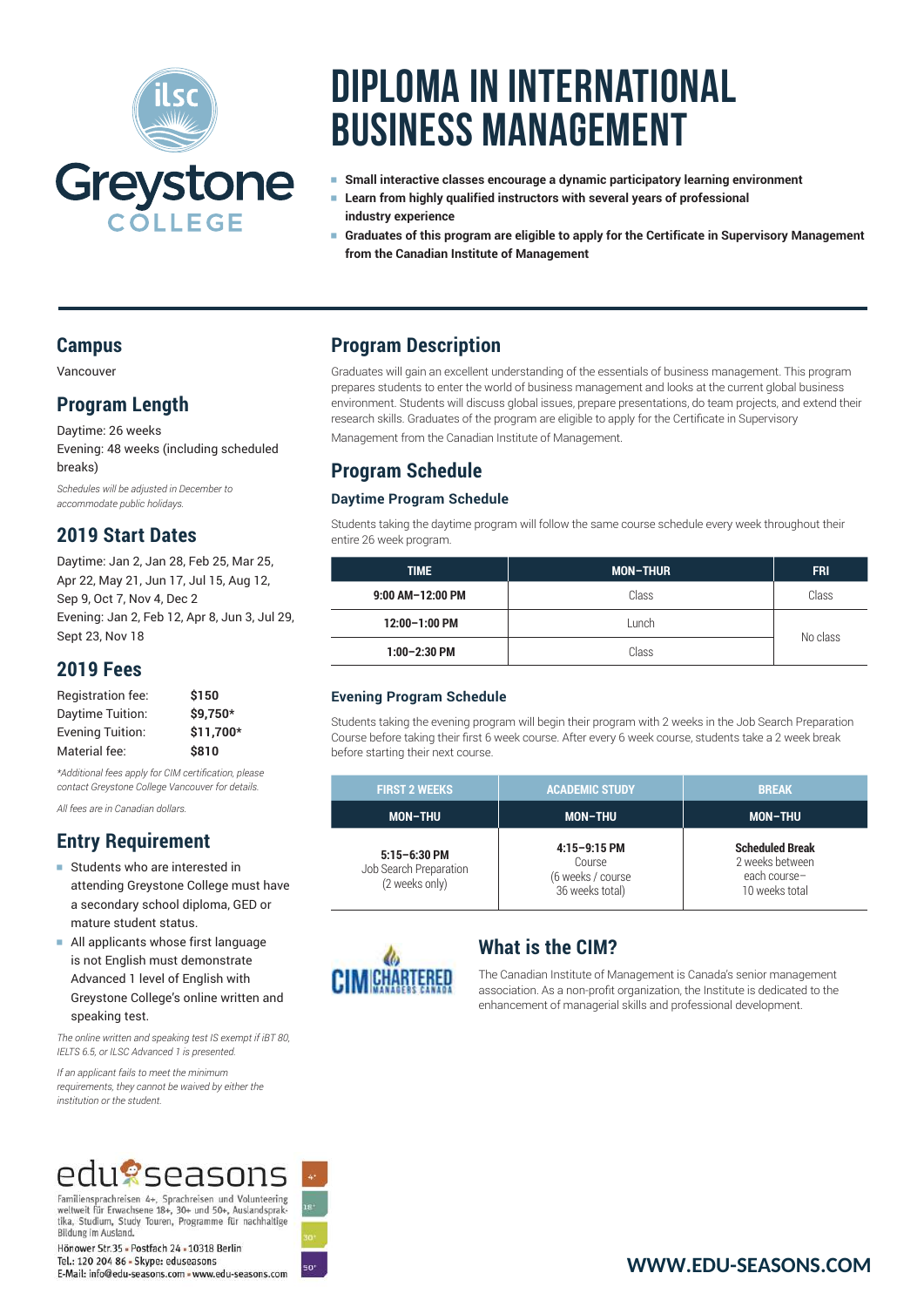# DIPLOMA IN INTERNATIONAL BUSINESS MANAGEMENT

- **Small interactive classes encourage a dynamic participatory learning environment**
- **Learn from highly qualified instructors with several years of professional industry experience**
- **Graduates of this program are eligible to apply for the Certificate in Supervisory Management from the Canadian Institute of Management**

## Campus

Vancouver

## Program Length

Daytime: 26 weeks
Evening: 48 weeks (including scheduled breaks)

*Schedules will be adjusted in December to accommodate public holidays.*

## 2019 Start Dates

Daytime: Jan 2, Jan 28, Feb 25, Mar 25, Apr 22, May 21, Jun 17, Jul 15, Aug 12, Sep 9, Oct 7, Nov 4, Dec 2
Evening: Jan 2, Feb 12, Apr 8, Jun 3, Jul 29, Sept 23, Nov 18

## 2019 Fees

| | |
|---|---|
| Registration fee: | **$150** |
| Daytime Tuition: | **$9,750*** |
| Evening Tuition: | **$11,700*** |
| Material fee: | **$810** |

*\*Additional fees apply for CIM certification, please contact Greystone College Vancouver for details.*

*All fees are in Canadian dollars.*

## Entry Requirement

- Students who are interested in attending Greystone College must have a secondary school diploma, GED or mature student status.
- All applicants whose first language is not English must demonstrate Advanced 1 level of English with Greystone College's online written and speaking test.

*The online written and speaking test IS exempt if iBT 80, IELTS 6.5, or ILSC Advanced 1 is presented.*

*If an applicant fails to meet the minimum requirements, they cannot be waived by either the institution or the student.*

## Program Description

Graduates will gain an excellent understanding of the essentials of business management. This program prepares students to enter the world of business management and looks at the current global business environment. Students will discuss global issues, prepare presentations, do team projects, and extend their research skills. Graduates of the program are eligible to apply for the Certificate in Supervisory Management from the Canadian Institute of Management.

## Program Schedule

### Daytime Program Schedule

Students taking the daytime program will follow the same course schedule every week throughout their entire 26 week program.

| TIME | MON–THUR | FRI |
|---|---|---|
| **9:00 AM–12:00 PM** | Class | Class |
| **12:00–1:00 PM** | Lunch | No class |
| **1:00–2:30 PM** | Class | |

### Evening Program Schedule

Students taking the evening program will begin their program with 2 weeks in the Job Search Preparation Course before taking their first 6 week course. After every 6 week course, students take a 2 week break before starting their next course.

| FIRST 2 WEEKS | ACADEMIC STUDY | BREAK |
|---|---|---|
| **MON–THU** | **MON–THU** | **MON–THU** |
| **5:15–6:30 PM** Job Search Preparation (2 weeks only) | **4:15–9:15 PM** Course (6 weeks / course 36 weeks total) | **Scheduled Break** 2 weeks between each course– 10 weeks total |

## What is the CIM?

The Canadian Institute of Management is Canada's senior management association. As a non-profit organization, the Institute is dedicated to the enhancement of managerial skills and professional development.

edu seasons

Familiensprachreisen 4+, Sprachreisen und Volunteering weltweit für Erwachsene 18+, 30+ und 50+, Auslandspraktika, Studium, Study Touren, Programme für nachhaltige Bildung im Ausland.

Hönower Str.35 • Postfach 24 • 10318 Berlin
Tel.: 120 204 86 • Skype: eduseasons
E-Mail: info@edu-seasons.com • www.edu-seasons.com

**WWW.EDU-SEASONS.COM**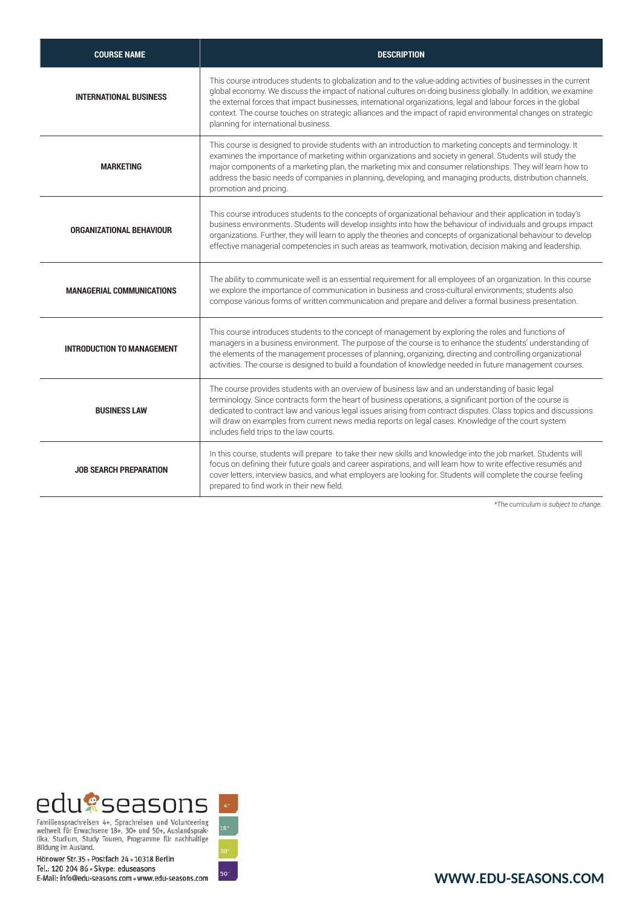| COURSE NAME | DESCRIPTION |
|---|---|
| **INTERNATIONAL BUSINESS** | This course introduces students to globalization and to the value-adding activities of businesses in the current global economy. We discuss the impact of national cultures on doing business globally. In addition, we examine the external forces that impact businesses, international organizations, legal and labour forces in the global context. The course touches on strategic alliances and the impact of rapid environmental changes on strategic planning for international business. |
| **MARKETING** | This course is designed to provide students with an introduction to marketing concepts and terminology. It examines the importance of marketing within organizations and society in general. Students will study the major components of a marketing plan, the marketing mix and consumer relationships. They will learn how to address the basic needs of companies in planning, developing, and managing products, distribution channels, promotion and pricing. |
| **ORGANIZATIONAL BEHAVIOUR** | This course introduces students to the concepts of organizational behaviour and their application in today's business environments. Students will develop insights into how the behaviour of individuals and groups impact organizations. Further, they will learn to apply the theories and concepts of organizational behaviour to develop effective managerial competencies in such areas as teamwork, motivation, decision making and leadership. |
| **MANAGERIAL COMMUNICATIONS** | The ability to communicate well is an essential requirement for all employees of an organization. In this course we explore the importance of communication in business and cross-cultural environments; students also compose various forms of written communication and prepare and deliver a formal business presentation. |
| **INTRODUCTION TO MANAGEMENT** | This course introduces students to the concept of management by exploring the roles and functions of managers in a business environment. The purpose of the course is to enhance the students' understanding of the elements of the management processes of planning, organizing, directing and controlling organizational activities. The course is designed to build a foundation of knowledge needed in future management courses. |
| **BUSINESS LAW** | The course provides students with an overview of business law and an understanding of basic legal terminology. Since contracts form the heart of business operations, a significant portion of the course is dedicated to contract law and various legal issues arising from contract disputes. Class topics and discussions will draw on examples from current news media reports on legal cases. Knowledge of the court system includes field trips to the law courts. |
| **JOB SEARCH PREPARATION** | In this course, students will prepare to take their new skills and knowledge into the job market. Students will focus on defining their future goals and career aspirations, and will learn how to write effective resumés and cover letters, interview basics, and what employers are looking for. Students will complete the course feeling prepared to find work in their new field. |

*The curriculum is subject to change.*

edu seasons

Familiensprachreisen 4+, Sprachreisen und Volunteering weltweit für Erwachsene 18+, 30+ und 50+, Auslandspraktika, Studium, Study Touren, Programme für nachhaltige Bildung im Ausland.

Hönower Str.35 • Postfach 24 • 10318 Berlin
Tel.: 120 204 86 • Skype: eduseasons
E-Mail: info@edu-seasons.com • www.edu-seasons.com

4+ 18+ 30+ 50+

**WWW.EDU-SEASONS.COM**